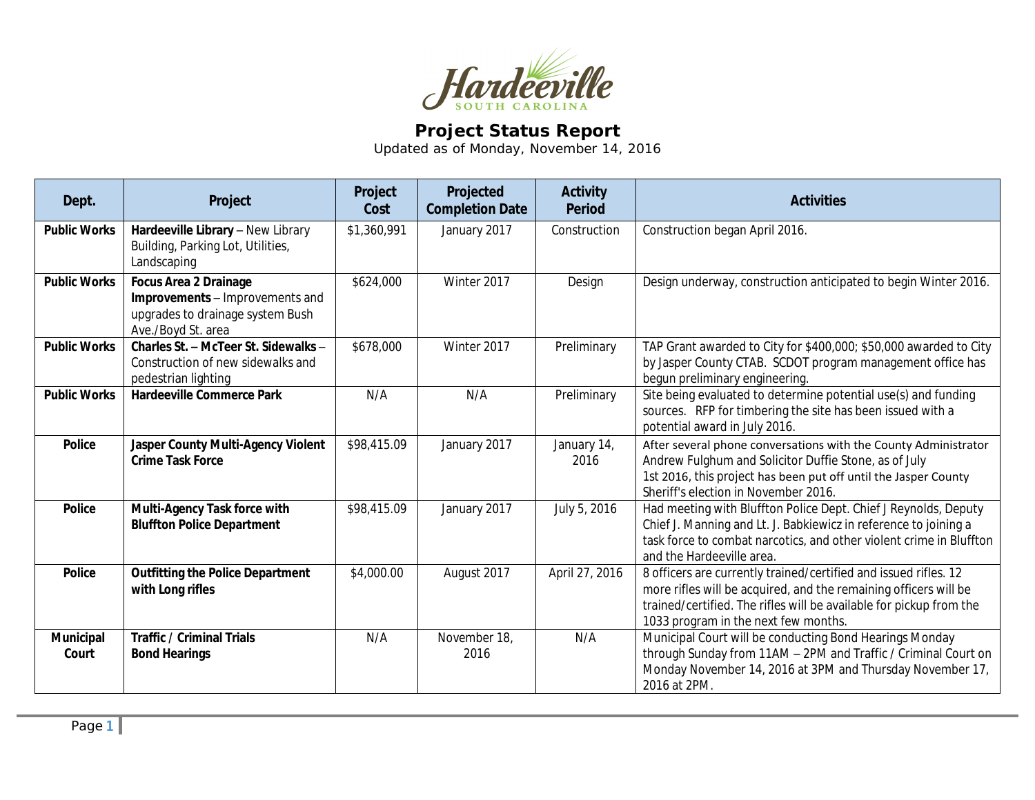# Project Status Report

Updated as of Monday, November 14, 2016

| Dept. | Project | Project Cost | Projected Completion Date | Activity Period | Activities |
|---|---|---|---|---|---|
| **Public Works** | **Hardeeville Library** – New Library Building, Parking Lot, Utilities, Landscaping | $1,360,991 | January 2017 | Construction | Construction began April 2016. |
| **Public Works** | **Focus Area 2 Drainage Improvements** – Improvements and upgrades to drainage system Bush Ave./Boyd St. area | $624,000 | Winter 2017 | Design | Design underway, construction anticipated to begin Winter 2016. |
| **Public Works** | **Charles St. – McTeer St. Sidewalks** – Construction of new sidewalks and pedestrian lighting | $678,000 | Winter 2017 | Preliminary | TAP Grant awarded to City for $400,000; $50,000 awarded to City by Jasper County CTAB. SCDOT program management office has begun preliminary engineering. |
| **Public Works** | **Hardeeville Commerce Park** | N/A | N/A | Preliminary | Site being evaluated to determine potential use(s) and funding sources. RFP for timbering the site has been issued with a potential award in July 2016. |
| **Police** | **Jasper County Multi-Agency Violent Crime Task Force** | $98,415.09 | January 2017 | January 14, 2016 | After several phone conversations with the County Administrator Andrew Fulghum and Solicitor Duffie Stone, as of July 1st 2016, this project has been put off until the Jasper County Sheriff's election in November 2016. |
| **Police** | **Multi-Agency Task force with Bluffton Police Department** | $98,415.09 | January 2017 | July 5, 2016 | Had meeting with Bluffton Police Dept. Chief J Reynolds, Deputy Chief J. Manning and Lt. J. Babkiewicz in reference to joining a task force to combat narcotics, and other violent crime in Bluffton and the Hardeeville area. |
| **Police** | **Outfitting the Police Department with Long rifles** | $4,000.00 | August 2017 | April 27, 2016 | 8 officers are currently trained/certified and issued rifles. 12 more rifles will be acquired, and the remaining officers will be trained/certified. The rifles will be available for pickup from the 1033 program in the next few months. |
| **Municipal Court** | **Traffic / Criminal Trials Bond Hearings** | N/A | November 18, 2016 | N/A | Municipal Court will be conducting Bond Hearings Monday through Sunday from 11AM – 2PM and Traffic / Criminal Court on Monday November 14, 2016 at 3PM and Thursday November 17, 2016 at 2PM. |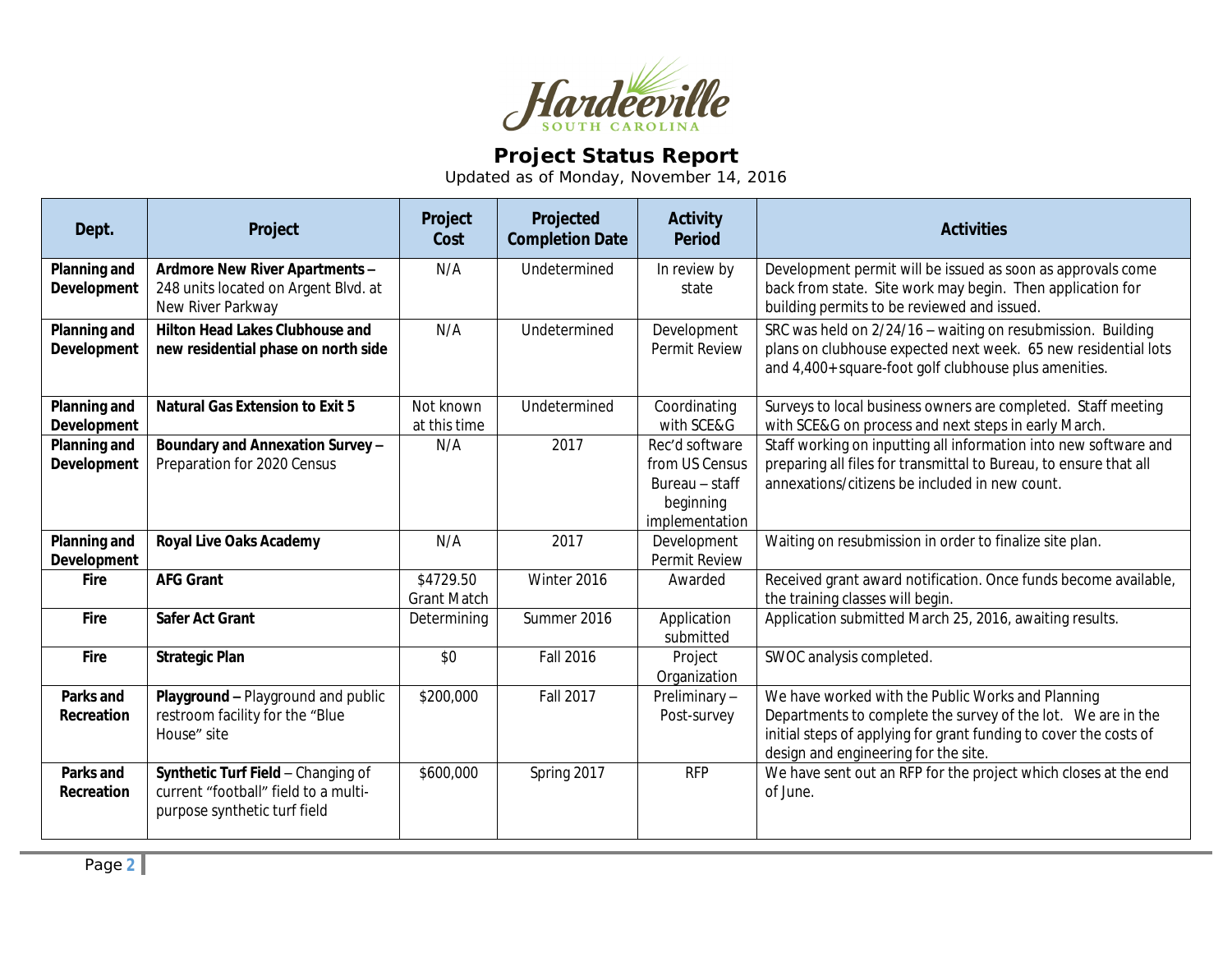Hardeeville
SOUTH CAROLINA

# Project Status Report

Updated as of Monday, November 14, 2016

| Dept. | Project | Project Cost | Projected Completion Date | Activity Period | Activities |
|---|---|---|---|---|---|
| **Planning and Development** | **Ardmore New River Apartments –** 248 units located on Argent Blvd. at New River Parkway | N/A | Undetermined | In review by state | Development permit will be issued as soon as approvals come back from state. Site work may begin. Then application for building permits to be reviewed and issued. |
| **Planning and Development** | **Hilton Head Lakes Clubhouse and new residential phase on north side** | N/A | Undetermined | Development Permit Review | SRC was held on 2/24/16 – waiting on resubmission. Building plans on clubhouse expected next week. 65 new residential lots and 4,400+ square-foot golf clubhouse plus amenities. |
| **Planning and Development** | **Natural Gas Extension to Exit 5** | Not known at this time | Undetermined | Coordinating with SCE&G | Surveys to local business owners are completed. Staff meeting with SCE&G on process and next steps in early March. |
| **Planning and Development** | **Boundary and Annexation Survey –** Preparation for 2020 Census | N/A | 2017 | Rec'd software from US Census Bureau – staff beginning implementation | Staff working on inputting all information into new software and preparing all files for transmittal to Bureau, to ensure that all annexations/citizens be included in new count. |
| **Planning and Development** | **Royal Live Oaks Academy** | N/A | 2017 | Development Permit Review | Waiting on resubmission in order to finalize site plan. |
| **Fire** | **AFG Grant** | $4729.50 Grant Match | Winter 2016 | Awarded | Received grant award notification. Once funds become available, the training classes will begin. |
| **Fire** | **Safer Act Grant** | Determining | Summer 2016 | Application submitted | Application submitted March 25, 2016, awaiting results. |
| **Fire** | **Strategic Plan** | $0 | Fall 2016 | Project Organization | SWOC analysis completed. |
| **Parks and Recreation** | **Playground –** Playground and public restroom facility for the "Blue House" site | $200,000 | Fall 2017 | Preliminary – Post-survey | We have worked with the Public Works and Planning Departments to complete the survey of the lot. We are in the initial steps of applying for grant funding to cover the costs of design and engineering for the site. |
| **Parks and Recreation** | **Synthetic Turf Field** – Changing of current "football" field to a multi-purpose synthetic turf field | $600,000 | Spring 2017 | RFP | We have sent out an RFP for the project which closes at the end of June. |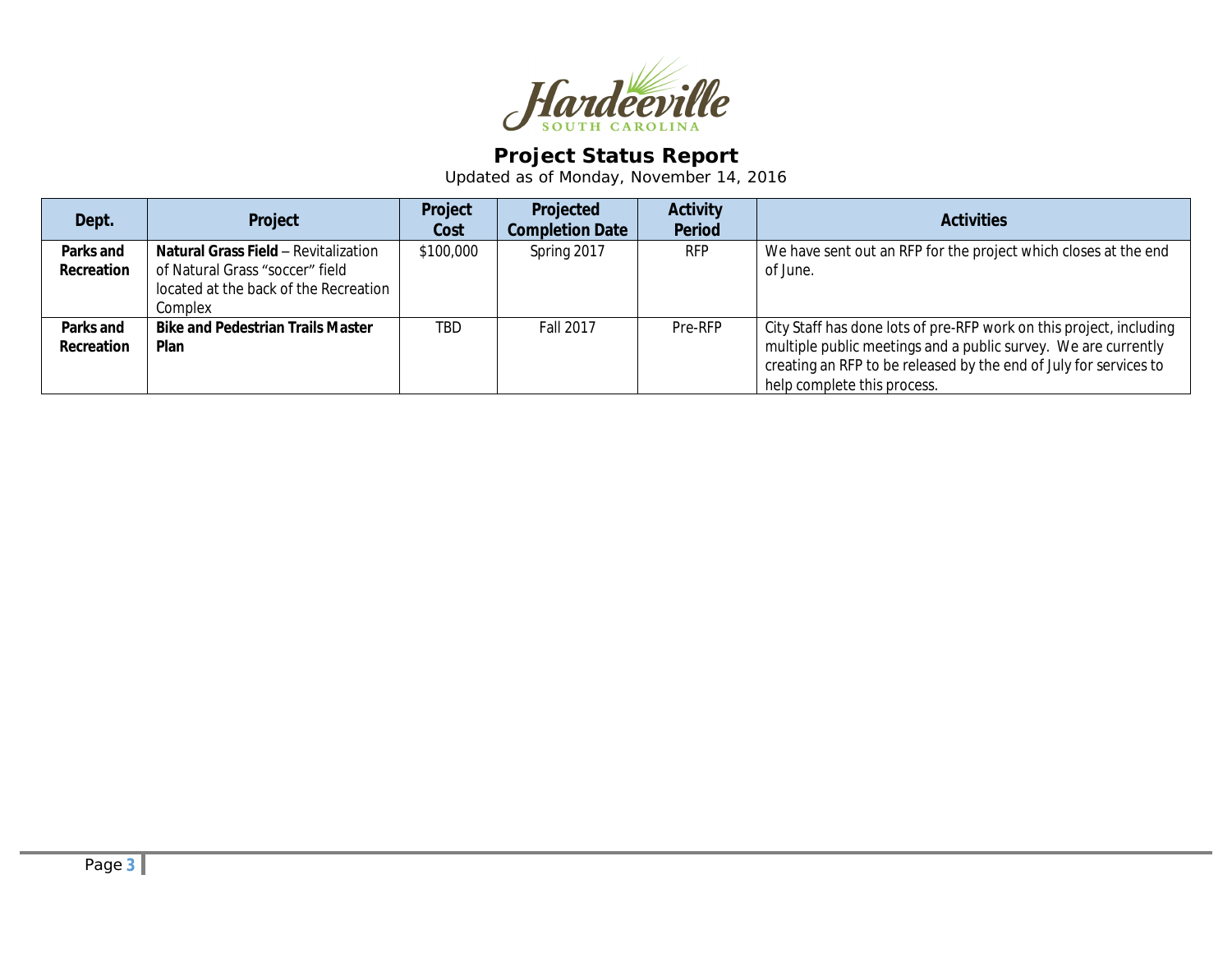# Project Status Report

Updated as of Monday, November 14, 2016

| Dept. | Project | Project Cost | Projected Completion Date | Activity Period | Activities |
|---|---|---|---|---|---|
| **Parks and Recreation** | **Natural Grass Field** – Revitalization of Natural Grass "soccer" field located at the back of the Recreation Complex | $100,000 | Spring 2017 | RFP | We have sent out an RFP for the project which closes at the end of June. |
| **Parks and Recreation** | **Bike and Pedestrian Trails Master Plan** | TBD | Fall 2017 | Pre-RFP | City Staff has done lots of pre-RFP work on this project, including multiple public meetings and a public survey. We are currently creating an RFP to be released by the end of July for services to help complete this process. |